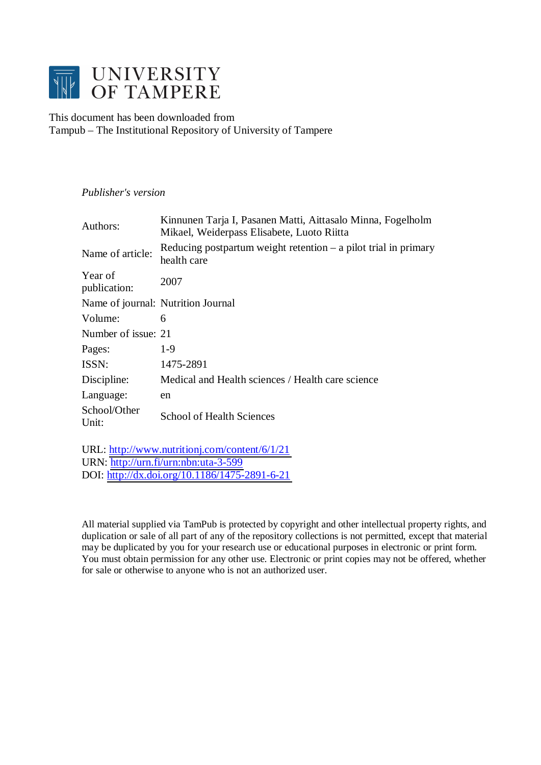# UNIVERSITY OF TAMPERE

This document has been downloaded from
Tampub – The Institutional Repository of University of Tampere

*Publisher's version*

| | |
|---|---|
| Authors: | Kinnunen Tarja I, Pasanen Matti, Aittasalo Minna, Fogelholm Mikael, Weiderpass Elisabete, Luoto Riitta |
| Name of article: | Reducing postpartum weight retention – a pilot trial in primary health care |
| Year of publication: | 2007 |
| Name of journal: | Nutrition Journal |
| Volume: | 6 |
| Number of issue: | 21 |
| Pages: | 1-9 |
| ISSN: | 1475-2891 |
| Discipline: | Medical and Health sciences / Health care science |
| Language: | en |
| School/Other Unit: | School of Health Sciences |

URL: http://www.nutritionj.com/content/6/1/21
URN: http://urn.fi/urn:nbn:uta-3-599
DOI: http://dx.doi.org/10.1186/1475-2891-6-21

All material supplied via TamPub is protected by copyright and other intellectual property rights, and duplication or sale of all part of any of the repository collections is not permitted, except that material may be duplicated by you for your research use or educational purposes in electronic or print form. You must obtain permission for any other use. Electronic or print copies may not be offered, whether for sale or otherwise to anyone who is not an authorized user.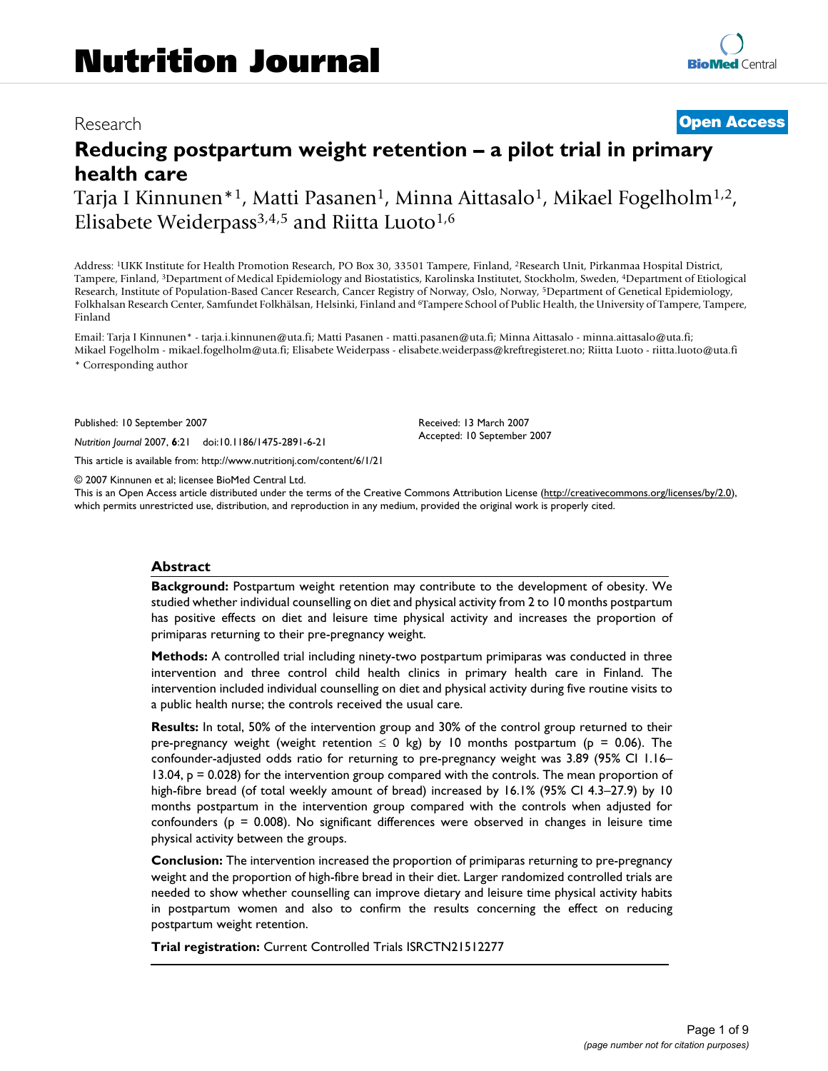# Nutrition Journal

Research **Open Access**

# Reducing postpartum weight retention – a pilot trial in primary health care

Tarja I Kinnunen*[1], Matti Pasanen[1], Minna Aittasalo[1], Mikael Fogelholm[1,2], Elisabete Weiderpass[3,4,5] and Riitta Luoto[1,6]

Address: [1]UKK Institute for Health Promotion Research, PO Box 30, 33501 Tampere, Finland, [2]Research Unit, Pirkanmaa Hospital District, Tampere, Finland, [3]Department of Medical Epidemiology and Biostatistics, Karolinska Institutet, Stockholm, Sweden, [4]Department of Etiological Research, Institute of Population-Based Cancer Research, Cancer Registry of Norway, Oslo, Norway, [5]Department of Genetical Epidemiology, Folkhalsan Research Center, Samfundet Folkhälsan, Helsinki, Finland and [6]Tampere School of Public Health, the University of Tampere, Tampere, Finland

Email: Tarja I Kinnunen* - tarja.i.kinnunen@uta.fi; Matti Pasanen - matti.pasanen@uta.fi; Minna Aittasalo - minna.aittasalo@uta.fi; Mikael Fogelholm - mikael.fogelholm@uta.fi; Elisabete Weiderpass - elisabete.weiderpass@kreftregisteret.no; Riitta Luoto - riitta.luoto@uta.fi

* Corresponding author

Published: 10 September 2007

*Nutrition Journal* 2007, **6**:21 doi:10.1186/1475-2891-6-21

Received: 13 March 2007
Accepted: 10 September 2007

This article is available from: http://www.nutritionj.com/content/6/1/21

© 2007 Kinnunen et al; licensee BioMed Central Ltd.

This is an Open Access article distributed under the terms of the Creative Commons Attribution License (http://creativecommons.org/licenses/by/2.0), which permits unrestricted use, distribution, and reproduction in any medium, provided the original work is properly cited.

## Abstract

**Background:** Postpartum weight retention may contribute to the development of obesity. We studied whether individual counselling on diet and physical activity from 2 to 10 months postpartum has positive effects on diet and leisure time physical activity and increases the proportion of primiparas returning to their pre-pregnancy weight.

**Methods:** A controlled trial including ninety-two postpartum primiparas was conducted in three intervention and three control child health clinics in primary health care in Finland. The intervention included individual counselling on diet and physical activity during five routine visits to a public health nurse; the controls received the usual care.

**Results:** In total, 50% of the intervention group and 30% of the control group returned to their pre-pregnancy weight (weight retention $\leq$ 0 kg) by 10 months postpartum ($p$ = 0.06). The confounder-adjusted odds ratio for returning to pre-pregnancy weight was 3.89 (95% CI 1.16–13.04, $p$ = 0.028) for the intervention group compared with the controls. The mean proportion of high-fibre bread (of total weekly amount of bread) increased by 16.1% (95% CI 4.3–27.9) by 10 months postpartum in the intervention group compared with the controls when adjusted for confounders ($p$ = 0.008). No significant differences were observed in changes in leisure time physical activity between the groups.

**Conclusion:** The intervention increased the proportion of primiparas returning to pre-pregnancy weight and the proportion of high-fibre bread in their diet. Larger randomized controlled trials are needed to show whether counselling can improve dietary and leisure time physical activity habits in postpartum women and also to confirm the results concerning the effect on reducing postpartum weight retention.

**Trial registration:** Current Controlled Trials ISRCTN21512277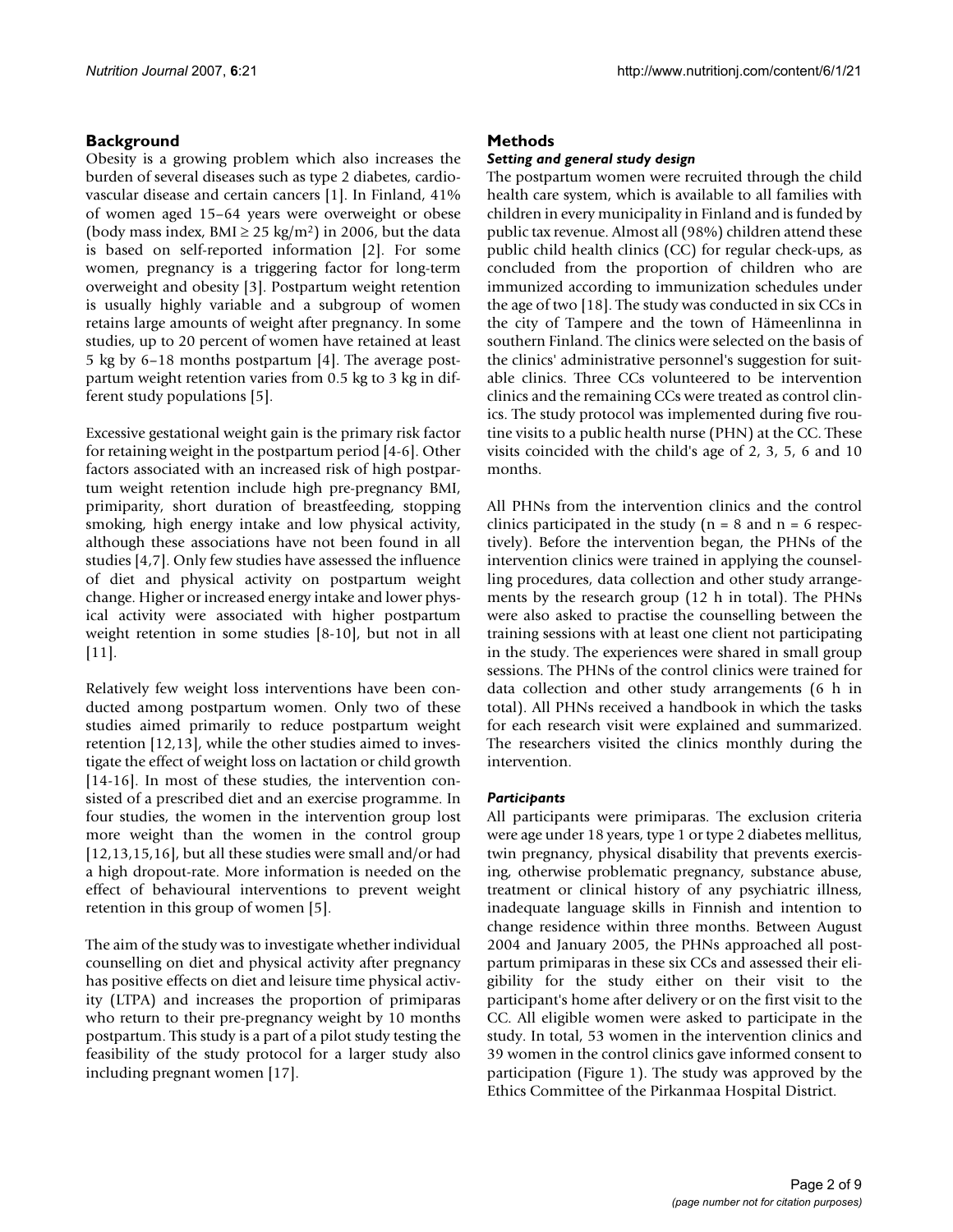## Background

Obesity is a growing problem which also increases the burden of several diseases such as type 2 diabetes, cardiovascular disease and certain cancers [1]. In Finland, 41% of women aged 15–64 years were overweight or obese (body mass index, BMI ≥ 25 kg/m$^2$) in 2006, but the data is based on self-reported information [2]. For some women, pregnancy is a triggering factor for long-term overweight and obesity [3]. Postpartum weight retention is usually highly variable and a subgroup of women retains large amounts of weight after pregnancy. In some studies, up to 20 percent of women have retained at least 5 kg by 6–18 months postpartum [4]. The average postpartum weight retention varies from 0.5 kg to 3 kg in different study populations [5].

Excessive gestational weight gain is the primary risk factor for retaining weight in the postpartum period [4-6]. Other factors associated with an increased risk of high postpartum weight retention include high pre-pregnancy BMI, primiparity, short duration of breastfeeding, stopping smoking, high energy intake and low physical activity, although these associations have not been found in all studies [4,7]. Only few studies have assessed the influence of diet and physical activity on postpartum weight change. Higher or increased energy intake and lower physical activity were associated with higher postpartum weight retention in some studies [8-10], but not in all [11].

Relatively few weight loss interventions have been conducted among postpartum women. Only two of these studies aimed primarily to reduce postpartum weight retention [12,13], while the other studies aimed to investigate the effect of weight loss on lactation or child growth [14-16]. In most of these studies, the intervention consisted of a prescribed diet and an exercise programme. In four studies, the women in the intervention group lost more weight than the women in the control group [12,13,15,16], but all these studies were small and/or had a high dropout-rate. More information is needed on the effect of behavioural interventions to prevent weight retention in this group of women [5].

The aim of the study was to investigate whether individual counselling on diet and physical activity after pregnancy has positive effects on diet and leisure time physical activity (LTPA) and increases the proportion of primiparas who return to their pre-pregnancy weight by 10 months postpartum. This study is a part of a pilot study testing the feasibility of the study protocol for a larger study also including pregnant women [17].

## Methods

### *Setting and general study design*

The postpartum women were recruited through the child health care system, which is available to all families with children in every municipality in Finland and is funded by public tax revenue. Almost all (98%) children attend these public child health clinics (CC) for regular check-ups, as concluded from the proportion of children who are immunized according to immunization schedules under the age of two [18]. The study was conducted in six CCs in the city of Tampere and the town of Hämeenlinna in southern Finland. The clinics were selected on the basis of the clinics' administrative personnel's suggestion for suitable clinics. Three CCs volunteered to be intervention clinics and the remaining CCs were treated as control clinics. The study protocol was implemented during five routine visits to a public health nurse (PHN) at the CC. These visits coincided with the child's age of 2, 3, 5, 6 and 10 months.

All PHNs from the intervention clinics and the control clinics participated in the study (n = 8 and n = 6 respectively). Before the intervention began, the PHNs of the intervention clinics were trained in applying the counselling procedures, data collection and other study arrangements by the research group (12 h in total). The PHNs were also asked to practise the counselling between the training sessions with at least one client not participating in the study. The experiences were shared in small group sessions. The PHNs of the control clinics were trained for data collection and other study arrangements (6 h in total). All PHNs received a handbook in which the tasks for each research visit were explained and summarized. The researchers visited the clinics monthly during the intervention.

### *Participants*

All participants were primiparas. The exclusion criteria were age under 18 years, type 1 or type 2 diabetes mellitus, twin pregnancy, physical disability that prevents exercising, otherwise problematic pregnancy, substance abuse, treatment or clinical history of any psychiatric illness, inadequate language skills in Finnish and intention to change residence within three months. Between August 2004 and January 2005, the PHNs approached all postpartum primiparas in these six CCs and assessed their eligibility for the study either on their visit to the participant's home after delivery or on the first visit to the CC. All eligible women were asked to participate in the study. In total, 53 women in the intervention clinics and 39 women in the control clinics gave informed consent to participation (Figure 1). The study was approved by the Ethics Committee of the Pirkanmaa Hospital District.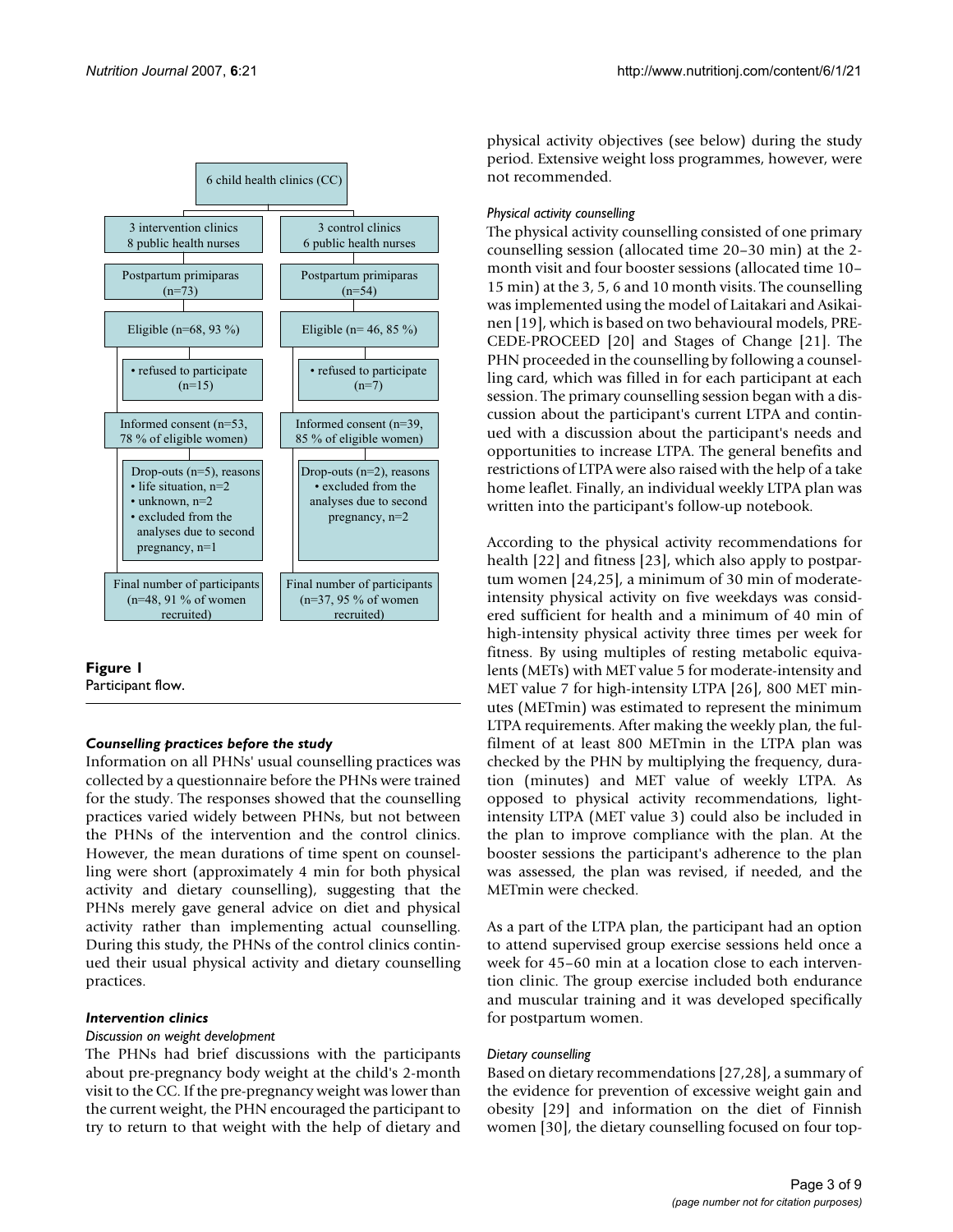6 child health clinics (CC)

| 3 intervention clinics 8 public health nurses | 3 control clinics 6 public health nurses |
|---|---|
| Postpartum primiparas (n=73) | Postpartum primiparas (n=54) |
| Eligible (n=68, 93 %) | Eligible (n= 46, 85 %) |
| • refused to participate (n=15) | • refused to participate (n=7) |
| Informed consent (n=53, 78 % of eligible women) | Informed consent (n=39, 85 % of eligible women) |
| Drop-outs (n=5), reasons • life situation, n=2 • unknown, n=2 • excluded from the analyses due to second pregnancy, n=1 | Drop-outs (n=2), reasons • excluded from the analyses due to second pregnancy, n=2 |
| Final number of participants (n=48, 91 % of women recruited) | Final number of participants (n=37, 95 % of women recruited) |

**Figure 1**
Participant flow.

### *Counselling practices before the study*

Information on all PHNs' usual counselling practices was collected by a questionnaire before the PHNs were trained for the study. The responses showed that the counselling practices varied widely between PHNs, but not between the PHNs of the intervention and the control clinics. However, the mean durations of time spent on counselling were short (approximately 4 min for both physical activity and dietary counselling), suggesting that the PHNs merely gave general advice on diet and physical activity rather than implementing actual counselling. During this study, the PHNs of the control clinics continued their usual physical activity and dietary counselling practices.

### *Intervention clinics*

#### *Discussion on weight development*

The PHNs had brief discussions with the participants about pre-pregnancy body weight at the child's 2-month visit to the CC. If the pre-pregnancy weight was lower than the current weight, the PHN encouraged the participant to try to return to that weight with the help of dietary and physical activity objectives (see below) during the study period. Extensive weight loss programmes, however, were not recommended.

#### *Physical activity counselling*

The physical activity counselling consisted of one primary counselling session (allocated time 20–30 min) at the 2-month visit and four booster sessions (allocated time 10–15 min) at the 3, 5, 6 and 10 month visits. The counselling was implemented using the model of Laitakari and Asikainen [19], which is based on two behavioural models, PRECEDE-PROCEED [20] and Stages of Change [21]. The PHN proceeded in the counselling by following a counselling card, which was filled in for each participant at each session. The primary counselling session began with a discussion about the participant's current LTPA and continued with a discussion about the participant's needs and opportunities to increase LTPA. The general benefits and restrictions of LTPA were also raised with the help of a take home leaflet. Finally, an individual weekly LTPA plan was written into the participant's follow-up notebook.

According to the physical activity recommendations for health [22] and fitness [23], which also apply to postpartum women [24,25], a minimum of 30 min of moderate-intensity physical activity on five weekdays was considered sufficient for health and a minimum of 40 min of high-intensity physical activity three times per week for fitness. By using multiples of resting metabolic equivalents (METs) with MET value 5 for moderate-intensity and MET value 7 for high-intensity LTPA [26], 800 MET minutes (METmin) was estimated to represent the minimum LTPA requirements. After making the weekly plan, the fulfilment of at least 800 METmin in the LTPA plan was checked by the PHN by multiplying the frequency, duration (minutes) and MET value of weekly LTPA. As opposed to physical activity recommendations, light-intensity LTPA (MET value 3) could also be included in the plan to improve compliance with the plan. At the booster sessions the participant's adherence to the plan was assessed, the plan was revised, if needed, and the METmin were checked.

As a part of the LTPA plan, the participant had an option to attend supervised group exercise sessions held once a week for 45–60 min at a location close to each intervention clinic. The group exercise included both endurance and muscular training and it was developed specifically for postpartum women.

#### *Dietary counselling*

Based on dietary recommendations [27,28], a summary of the evidence for prevention of excessive weight gain and obesity [29] and information on the diet of Finnish women [30], the dietary counselling focused on four top-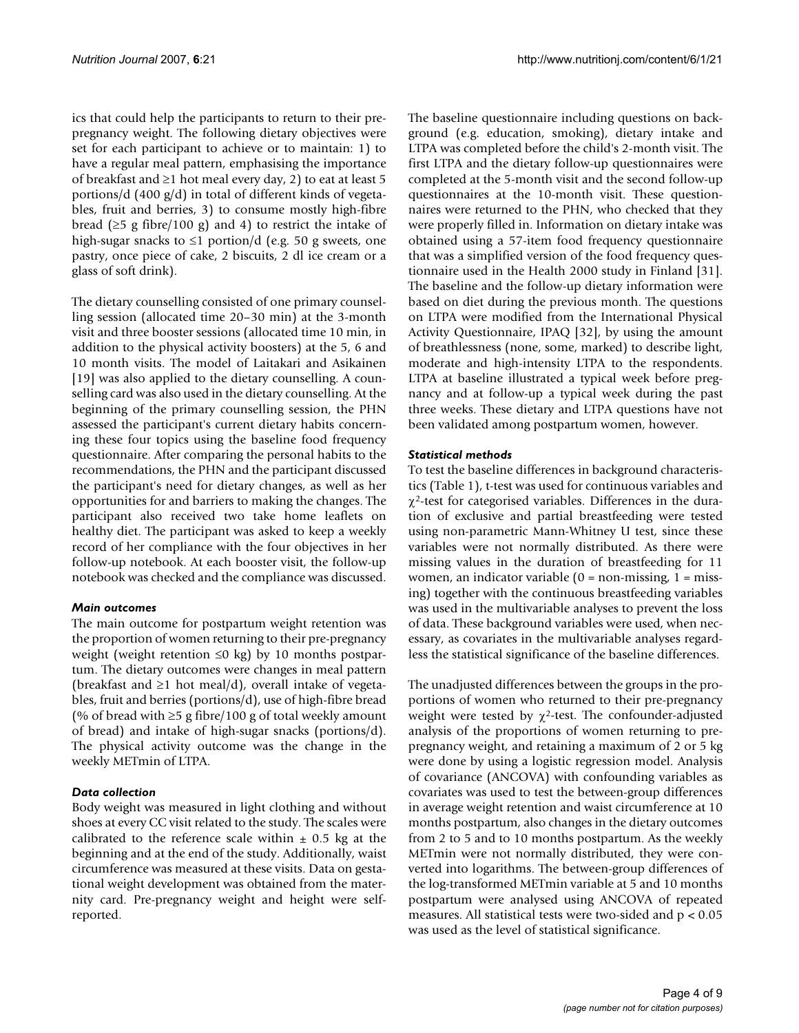ics that could help the participants to return to their pre-pregnancy weight. The following dietary objectives were set for each participant to achieve or to maintain: 1) to have a regular meal pattern, emphasising the importance of breakfast and ≥1 hot meal every day, 2) to eat at least 5 portions/d (400 g/d) in total of different kinds of vegetables, fruit and berries, 3) to consume mostly high-fibre bread (≥5 g fibre/100 g) and 4) to restrict the intake of high-sugar snacks to ≤1 portion/d (e.g. 50 g sweets, one pastry, once piece of cake, 2 biscuits, 2 dl ice cream or a glass of soft drink).

The dietary counselling consisted of one primary counselling session (allocated time 20–30 min) at the 3-month visit and three booster sessions (allocated time 10 min, in addition to the physical activity boosters) at the 5, 6 and 10 month visits. The model of Laitakari and Asikainen [19] was also applied to the dietary counselling. A counselling card was also used in the dietary counselling. At the beginning of the primary counselling session, the PHN assessed the participant's current dietary habits concerning these four topics using the baseline food frequency questionnaire. After comparing the personal habits to the recommendations, the PHN and the participant discussed the participant's need for dietary changes, as well as her opportunities for and barriers to making the changes. The participant also received two take home leaflets on healthy diet. The participant was asked to keep a weekly record of her compliance with the four objectives in her follow-up notebook. At each booster visit, the follow-up notebook was checked and the compliance was discussed.

### *Main outcomes*

The main outcome for postpartum weight retention was the proportion of women returning to their pre-pregnancy weight (weight retention ≤0 kg) by 10 months postpartum. The dietary outcomes were changes in meal pattern (breakfast and ≥1 hot meal/d), overall intake of vegetables, fruit and berries (portions/d), use of high-fibre bread (% of bread with ≥5 g fibre/100 g of total weekly amount of bread) and intake of high-sugar snacks (portions/d). The physical activity outcome was the change in the weekly METmin of LTPA.

### *Data collection*

Body weight was measured in light clothing and without shoes at every CC visit related to the study. The scales were calibrated to the reference scale within ± 0.5 kg at the beginning and at the end of the study. Additionally, waist circumference was measured at these visits. Data on gestational weight development was obtained from the maternity card. Pre-pregnancy weight and height were self-reported.

The baseline questionnaire including questions on background (e.g. education, smoking), dietary intake and LTPA was completed before the child's 2-month visit. The first LTPA and the dietary follow-up questionnaires were completed at the 5-month visit and the second follow-up questionnaires at the 10-month visit. These questionnaires were returned to the PHN, who checked that they were properly filled in. Information on dietary intake was obtained using a 57-item food frequency questionnaire that was a simplified version of the food frequency questionnaire used in the Health 2000 study in Finland [31]. The baseline and the follow-up dietary information were based on diet during the previous month. The questions on LTPA were modified from the International Physical Activity Questionnaire, IPAQ [32], by using the amount of breathlessness (none, some, marked) to describe light, moderate and high-intensity LTPA to the respondents. LTPA at baseline illustrated a typical week before pregnancy and at follow-up a typical week during the past three weeks. These dietary and LTPA questions have not been validated among postpartum women, however.

### *Statistical methods*

To test the baseline differences in background characteristics (Table 1), t-test was used for continuous variables and $\chi^2$-test for categorised variables. Differences in the duration of exclusive and partial breastfeeding were tested using non-parametric Mann-Whitney U test, since these variables were not normally distributed. As there were missing values in the duration of breastfeeding for 11 women, an indicator variable (0 = non-missing, 1 = missing) together with the continuous breastfeeding variables was used in the multivariable analyses to prevent the loss of data. These background variables were used, when necessary, as covariates in the multivariable analyses regardless the statistical significance of the baseline differences.

The unadjusted differences between the groups in the proportions of women who returned to their pre-pregnancy weight were tested by $\chi^2$-test. The confounder-adjusted analysis of the proportions of women returning to pre-pregnancy weight, and retaining a maximum of 2 or 5 kg were done by using a logistic regression model. Analysis of covariance (ANCOVA) with confounding variables as covariates was used to test the between-group differences in average weight retention and waist circumference at 10 months postpartum, also changes in the dietary outcomes from 2 to 5 and to 10 months postpartum. As the weekly METmin were not normally distributed, they were converted into logarithms. The between-group differences of the log-transformed METmin variable at 5 and 10 months postpartum were analysed using ANCOVA of repeated measures. All statistical tests were two-sided and $p < 0.05$ was used as the level of statistical significance.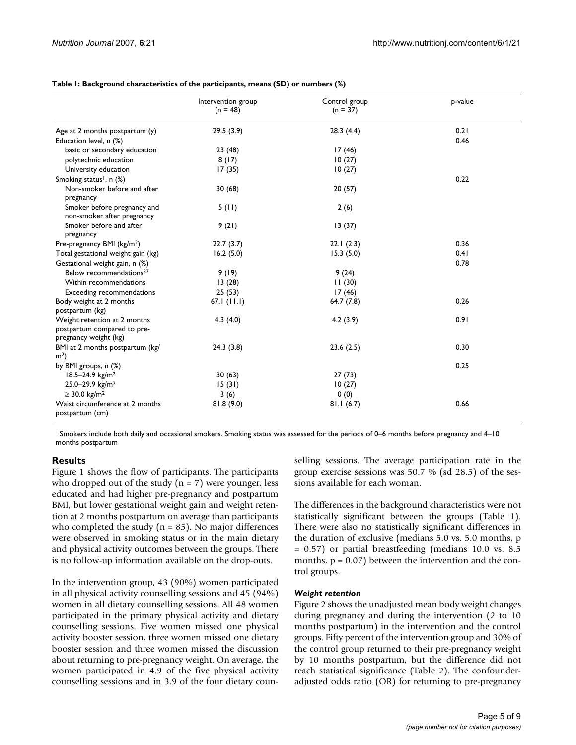**Table 1: Background characteristics of the participants, means (SD) or numbers (%)**

| | Intervention group (n = 48) | Control group (n = 37) | p-value |
| --- | --- | --- | --- |
| Age at 2 months postpartum (y) | 29.5 (3.9) | 28.3 (4.4) | 0.21 |
| Education level, n (%) | | | 0.46 |
| basic or secondary education | 23 (48) | 17 (46) | |
| polytechnic education | 8 (17) | 10 (27) | |
| University education | 17 (35) | 10 (27) | |
| Smoking status[1], n (%) | | | 0.22 |
| Non-smoker before and after pregnancy | 30 (68) | 20 (57) | |
| Smoker before pregnancy and non-smoker after pregnancy | 5 (11) | 2 (6) | |
| Smoker before and after pregnancy | 9 (21) | 13 (37) | |
| Pre-pregnancy BMI (kg/m$^2$) | 22.7 (3.7) | 22.1 (2.3) | 0.36 |
| Total gestational weight gain (kg) | 16.2 (5.0) | 15.3 (5.0) | 0.41 |
| Gestational weight gain, n (%) | | | 0.78 |
| Below recommendations[37] | 9 (19) | 9 (24) | |
| Within recommendations | 13 (28) | 11 (30) | |
| Exceeding recommendations | 25 (53) | 17 (46) | |
| Body weight at 2 months postpartum (kg) | 67.1 (11.1) | 64.7 (7.8) | 0.26 |
| Weight retention at 2 months postpartum compared to pre-pregnancy weight (kg) | 4.3 (4.0) | 4.2 (3.9) | 0.91 |
| BMI at 2 months postpartum (kg/m$^2$) | 24.3 (3.8) | 23.6 (2.5) | 0.30 |
| by BMI groups, n (%) | | | 0.25 |
| 18.5–24.9 kg/m$^2$ | 30 (63) | 27 (73) | |
| 25.0–29.9 kg/m$^2$ | 15 (31) | 10 (27) | |
| ≥ 30.0 kg/m$^2$ | 3 (6) | 0 (0) | |
| Waist circumference at 2 months postpartum (cm) | 81.8 (9.0) | 81.1 (6.7) | 0.66 |

[1] Smokers include both daily and occasional smokers. Smoking status was assessed for the periods of 0–6 months before pregnancy and 4–10 months postpartum

## Results

Figure 1 shows the flow of participants. The participants who dropped out of the study (n = 7) were younger, less educated and had higher pre-pregnancy and postpartum BMI, but lower gestational weight gain and weight retention at 2 months postpartum on average than participants who completed the study (n = 85). No major differences were observed in smoking status or in the main dietary and physical activity outcomes between the groups. There is no follow-up information available on the drop-outs.

In the intervention group, 43 (90%) women participated in all physical activity counselling sessions and 45 (94%) women in all dietary counselling sessions. All 48 women participated in the primary physical activity and dietary counselling sessions. Five women missed one physical activity booster session, three women missed one dietary booster session and three women missed the discussion about returning to pre-pregnancy weight. On average, the women participated in 4.9 of the five physical activity counselling sessions and in 3.9 of the four dietary counselling sessions. The average participation rate in the group exercise sessions was 50.7 % (sd 28.5) of the sessions available for each woman.

The differences in the background characteristics were not statistically significant between the groups (Table 1). There were also no statistically significant differences in the duration of exclusive (medians 5.0 vs. 5.0 months, p = 0.57) or partial breastfeeding (medians 10.0 vs. 8.5 months, p = 0.07) between the intervention and the control groups.

### *Weight retention*

Figure 2 shows the unadjusted mean body weight changes during pregnancy and during the intervention (2 to 10 months postpartum) in the intervention and the control groups. Fifty percent of the intervention group and 30% of the control group returned to their pre-pregnancy weight by 10 months postpartum, but the difference did not reach statistical significance (Table 2). The confounder-adjusted odds ratio (OR) for returning to pre-pregnancy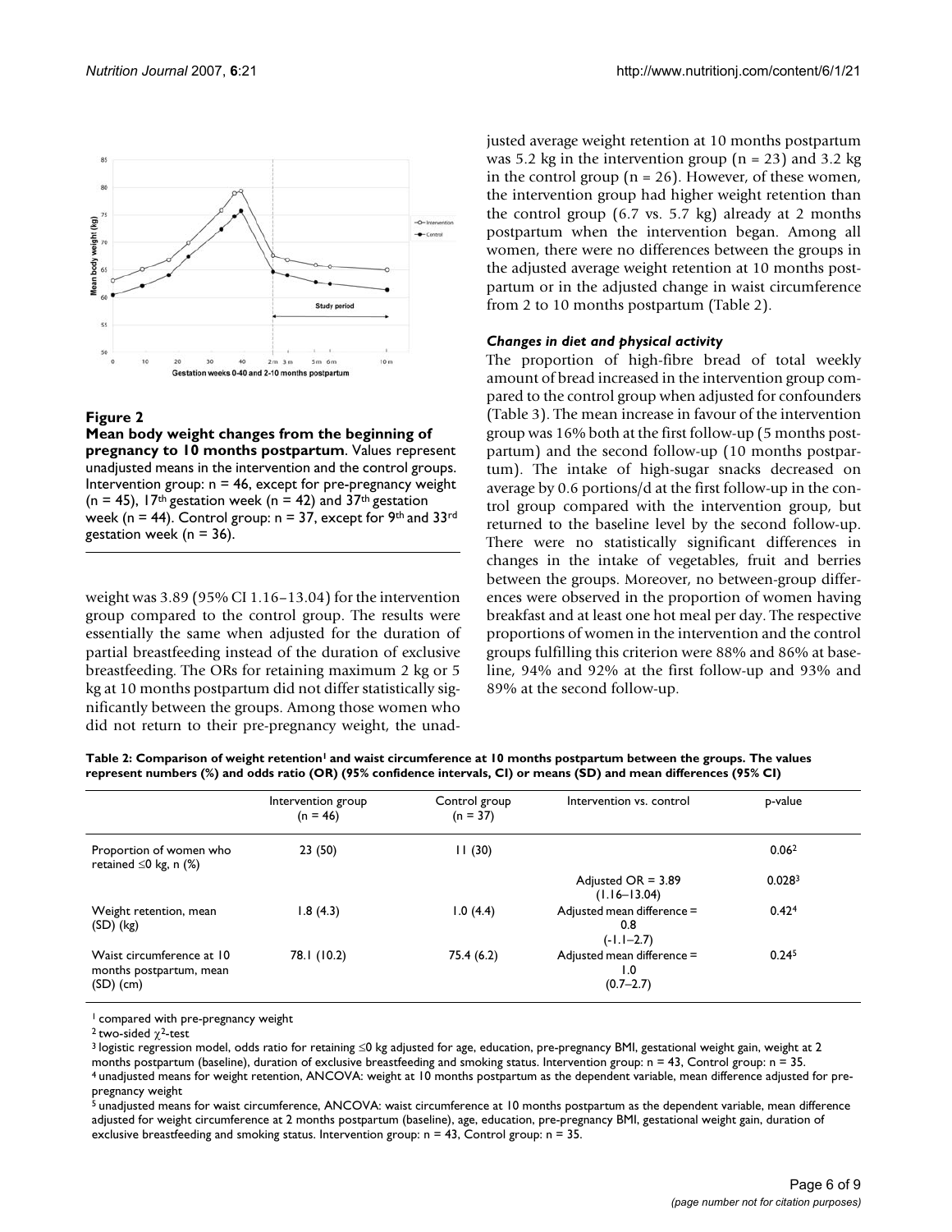**Figure 2**

**Mean body weight changes from the beginning of pregnancy to 10 months postpartum**. Values represent unadjusted means in the intervention and the control groups. Intervention group: n = 46, except for pre-pregnancy weight (n = 45), 17th gestation week (n = 42) and 37th gestation week (n = 44). Control group: n = 37, except for 9th and 33rd gestation week (n = 36).

weight was 3.89 (95% CI 1.16–13.04) for the intervention group compared to the control group. The results were essentially the same when adjusted for the duration of partial breastfeeding instead of the duration of exclusive breastfeeding. The ORs for retaining maximum 2 kg or 5 kg at 10 months postpartum did not differ statistically significantly between the groups. Among those women who did not return to their pre-pregnancy weight, the unadjusted average weight retention at 10 months postpartum was 5.2 kg in the intervention group (n = 23) and 3.2 kg in the control group (n = 26). However, of these women, the intervention group had higher weight retention than the control group (6.7 vs. 5.7 kg) already at 2 months postpartum when the intervention began. Among all women, there were no differences between the groups in the adjusted average weight retention at 10 months postpartum or in the adjusted change in waist circumference from 2 to 10 months postpartum (Table 2).

### *Changes in diet and physical activity*

The proportion of high-fibre bread of total weekly amount of bread increased in the intervention group compared to the control group when adjusted for confounders (Table 3). The mean increase in favour of the intervention group was 16% both at the first follow-up (5 months postpartum) and the second follow-up (10 months postpartum). The intake of high-sugar snacks decreased on average by 0.6 portions/d at the first follow-up in the control group compared with the intervention group, but returned to the baseline level by the second follow-up. There were no statistically significant differences in changes in the intake of vegetables, fruit and berries between the groups. Moreover, no between-group differences were observed in the proportion of women having breakfast and at least one hot meal per day. The respective proportions of women in the intervention and the control groups fulfilling this criterion were 88% and 86% at baseline, 94% and 92% at the first follow-up and 93% and 89% at the second follow-up.

**Table 2: Comparison of weight retention[1] and waist circumference at 10 months postpartum between the groups. The values represent numbers (%) and odds ratio (OR) (95% confidence intervals, CI) or means (SD) and mean differences (95% CI)**

| | Intervention group (n = 46) | Control group (n = 37) | Intervention vs. control | p-value |
|---|---|---|---|---|
| Proportion of women who retained ≤0 kg, n (%) | 23 (50) | 11 (30) | | 0.06[2] |
| | | | Adjusted OR = 3.89 (1.16–13.04) | 0.028[3] |
| Weight retention, mean (SD) (kg) | 1.8 (4.3) | 1.0 (4.4) | Adjusted mean difference = 0.8 (-1.1–2.7) | 0.42[4] |
| Waist circumference at 10 months postpartum, mean (SD) (cm) | 78.1 (10.2) | 75.4 (6.2) | Adjusted mean difference = 1.0 (0.7–2.7) | 0.24[5] |

[1] compared with pre-pregnancy weight

[2] two-sided $\chi^2$-test

[3] logistic regression model, odds ratio for retaining ≤0 kg adjusted for age, education, pre-pregnancy BMI, gestational weight gain, weight at 2 months postpartum (baseline), duration of exclusive breastfeeding and smoking status. Intervention group: n = 43, Control group: n = 35.

[4] unadjusted means for weight retention, ANCOVA: weight at 10 months postpartum as the dependent variable, mean difference adjusted for pre-pregnancy weight

[5] unadjusted means for waist circumference, ANCOVA: waist circumference at 10 months postpartum as the dependent variable, mean difference adjusted for weight circumference at 2 months postpartum (baseline), age, education, pre-pregnancy BMI, gestational weight gain, duration of exclusive breastfeeding and smoking status. Intervention group: n = 43, Control group: n = 35.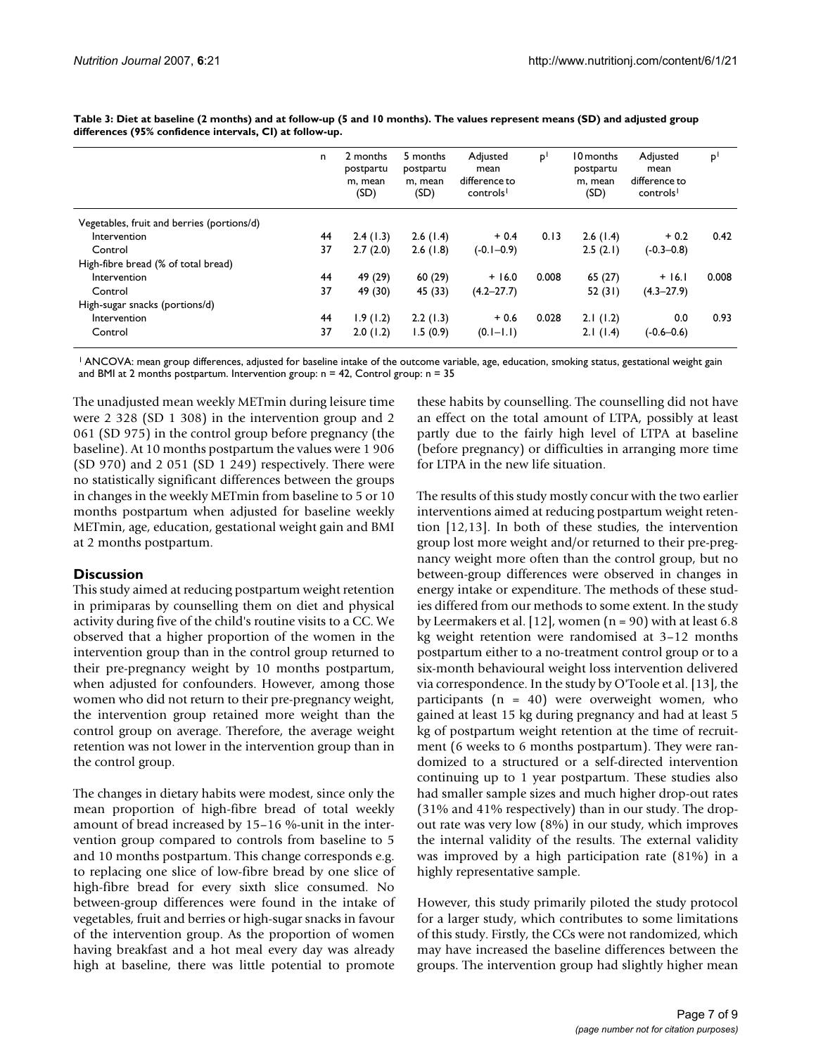**Table 3: Diet at baseline (2 months) and at follow-up (5 and 10 months). The values represent means (SD) and adjusted group differences (95% confidence intervals, CI) at follow-up.**

| | n | 2 months postpartum, mean (SD) | 5 months postpartum, mean (SD) | Adjusted mean difference to controls[1] | p[1] | 10 months postpartum, mean (SD) | Adjusted mean difference to controls[1] | p[1] |
|---|---|---|---|---|---|---|---|---|
| Vegetables, fruit and berries (portions/d) | | | | | | | | |
| Intervention | 44 | 2.4 (1.3) | 2.6 (1.4) | + 0.4 | 0.13 | 2.6 (1.4) | + 0.2 | 0.42 |
| Control | 37 | 2.7 (2.0) | 2.6 (1.8) | (-0.1–0.9) | | 2.5 (2.1) | (-0.3–0.8) | |
| High-fibre bread (% of total bread) | | | | | | | | |
| Intervention | 44 | 49 (29) | 60 (29) | + 16.0 | 0.008 | 65 (27) | + 16.1 | 0.008 |
| Control | 37 | 49 (30) | 45 (33) | (4.2–27.7) | | 52 (31) | (4.3–27.9) | |
| High-sugar snacks (portions/d) | | | | | | | | |
| Intervention | 44 | 1.9 (1.2) | 2.2 (1.3) | + 0.6 | 0.028 | 2.1 (1.2) | 0.0 | 0.93 |
| Control | 37 | 2.0 (1.2) | 1.5 (0.9) | (0.1–1.1) | | 2.1 (1.4) | (-0.6–0.6) | |

[1] ANCOVA: mean group differences, adjusted for baseline intake of the outcome variable, age, education, smoking status, gestational weight gain and BMI at 2 months postpartum. Intervention group: n = 42, Control group: n = 35

The unadjusted mean weekly METmin during leisure time were 2 328 (SD 1 308) in the intervention group and 2 061 (SD 975) in the control group before pregnancy (the baseline). At 10 months postpartum the values were 1 906 (SD 970) and 2 051 (SD 1 249) respectively. There were no statistically significant differences between the groups in changes in the weekly METmin from baseline to 5 or 10 months postpartum when adjusted for baseline weekly METmin, age, education, gestational weight gain and BMI at 2 months postpartum.

## Discussion

This study aimed at reducing postpartum weight retention in primiparas by counselling them on diet and physical activity during five of the child's routine visits to a CC. We observed that a higher proportion of the women in the intervention group than in the control group returned to their pre-pregnancy weight by 10 months postpartum, when adjusted for confounders. However, among those women who did not return to their pre-pregnancy weight, the intervention group retained more weight than the control group on average. Therefore, the average weight retention was not lower in the intervention group than in the control group.

The changes in dietary habits were modest, since only the mean proportion of high-fibre bread of total weekly amount of bread increased by 15–16 %-unit in the intervention group compared to controls from baseline to 5 and 10 months postpartum. This change corresponds e.g. to replacing one slice of low-fibre bread by one slice of high-fibre bread for every sixth slice consumed. No between-group differences were found in the intake of vegetables, fruit and berries or high-sugar snacks in favour of the intervention group. As the proportion of women having breakfast and a hot meal every day was already high at baseline, there was little potential to promote these habits by counselling. The counselling did not have an effect on the total amount of LTPA, possibly at least partly due to the fairly high level of LTPA at baseline (before pregnancy) or difficulties in arranging more time for LTPA in the new life situation.

The results of this study mostly concur with the two earlier interventions aimed at reducing postpartum weight retention [12,13]. In both of these studies, the intervention group lost more weight and/or returned to their pre-pregnancy weight more often than the control group, but no between-group differences were observed in changes in energy intake or expenditure. The methods of these studies differed from our methods to some extent. In the study by Leermakers et al. [12], women (n = 90) with at least 6.8 kg weight retention were randomised at 3–12 months postpartum either to a no-treatment control group or to a six-month behavioural weight loss intervention delivered via correspondence. In the study by O'Toole et al. [13], the participants (n = 40) were overweight women, who gained at least 15 kg during pregnancy and had at least 5 kg of postpartum weight retention at the time of recruitment (6 weeks to 6 months postpartum). They were randomized to a structured or a self-directed intervention continuing up to 1 year postpartum. These studies also had smaller sample sizes and much higher drop-out rates (31% and 41% respectively) than in our study. The drop-out rate was very low (8%) in our study, which improves the internal validity of the results. The external validity was improved by a high participation rate (81%) in a highly representative sample.

However, this study primarily piloted the study protocol for a larger study, which contributes to some limitations of this study. Firstly, the CCs were not randomized, which may have increased the baseline differences between the groups. The intervention group had slightly higher mean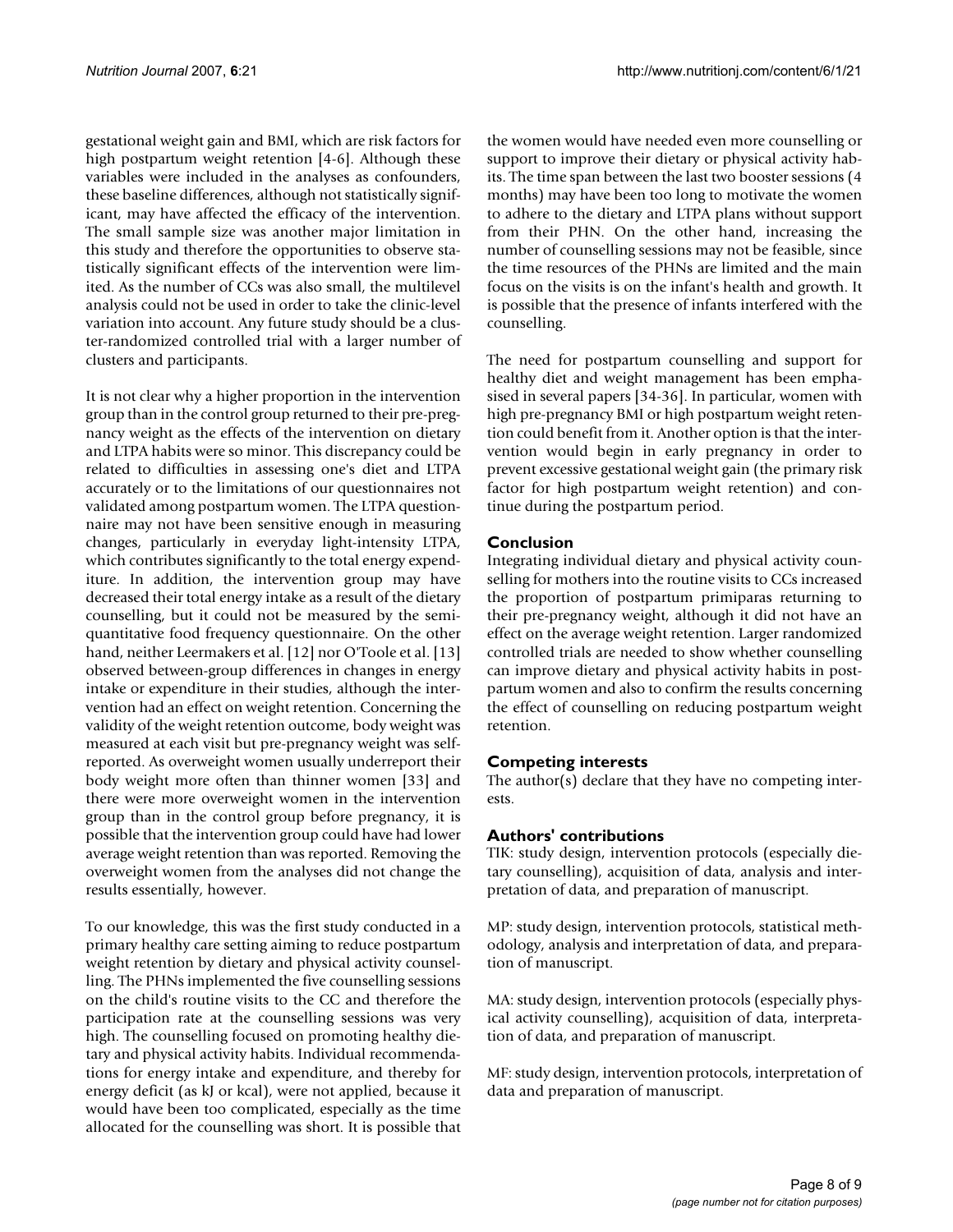gestational weight gain and BMI, which are risk factors for high postpartum weight retention [4-6]. Although these variables were included in the analyses as confounders, these baseline differences, although not statistically significant, may have affected the efficacy of the intervention. The small sample size was another major limitation in this study and therefore the opportunities to observe statistically significant effects of the intervention were limited. As the number of CCs was also small, the multilevel analysis could not be used in order to take the clinic-level variation into account. Any future study should be a cluster-randomized controlled trial with a larger number of clusters and participants.

It is not clear why a higher proportion in the intervention group than in the control group returned to their pre-pregnancy weight as the effects of the intervention on dietary and LTPA habits were so minor. This discrepancy could be related to difficulties in assessing one's diet and LTPA accurately or to the limitations of our questionnaires not validated among postpartum women. The LTPA questionnaire may not have been sensitive enough in measuring changes, particularly in everyday light-intensity LTPA, which contributes significantly to the total energy expenditure. In addition, the intervention group may have decreased their total energy intake as a result of the dietary counselling, but it could not be measured by the semi-quantitative food frequency questionnaire. On the other hand, neither Leermakers et al. [12] nor O'Toole et al. [13] observed between-group differences in changes in energy intake or expenditure in their studies, although the intervention had an effect on weight retention. Concerning the validity of the weight retention outcome, body weight was measured at each visit but pre-pregnancy weight was self-reported. As overweight women usually underreport their body weight more often than thinner women [33] and there were more overweight women in the intervention group than in the control group before pregnancy, it is possible that the intervention group could have had lower average weight retention than was reported. Removing the overweight women from the analyses did not change the results essentially, however.

To our knowledge, this was the first study conducted in a primary healthy care setting aiming to reduce postpartum weight retention by dietary and physical activity counselling. The PHNs implemented the five counselling sessions on the child's routine visits to the CC and therefore the participation rate at the counselling sessions was very high. The counselling focused on promoting healthy dietary and physical activity habits. Individual recommendations for energy intake and expenditure, and thereby for energy deficit (as kJ or kcal), were not applied, because it would have been too complicated, especially as the time allocated for the counselling was short. It is possible that the women would have needed even more counselling or support to improve their dietary or physical activity habits. The time span between the last two booster sessions (4 months) may have been too long to motivate the women to adhere to the dietary and LTPA plans without support from their PHN. On the other hand, increasing the number of counselling sessions may not be feasible, since the time resources of the PHNs are limited and the main focus on the visits is on the infant's health and growth. It is possible that the presence of infants interfered with the counselling.

The need for postpartum counselling and support for healthy diet and weight management has been emphasised in several papers [34-36]. In particular, women with high pre-pregnancy BMI or high postpartum weight retention could benefit from it. Another option is that the intervention would begin in early pregnancy in order to prevent excessive gestational weight gain (the primary risk factor for high postpartum weight retention) and continue during the postpartum period.

## Conclusion

Integrating individual dietary and physical activity counselling for mothers into the routine visits to CCs increased the proportion of postpartum primiparas returning to their pre-pregnancy weight, although it did not have an effect on the average weight retention. Larger randomized controlled trials are needed to show whether counselling can improve dietary and physical activity habits in postpartum women and also to confirm the results concerning the effect of counselling on reducing postpartum weight retention.

## Competing interests

The author(s) declare that they have no competing interests.

## Authors' contributions

TIK: study design, intervention protocols (especially dietary counselling), acquisition of data, analysis and interpretation of data, and preparation of manuscript.

MP: study design, intervention protocols, statistical methodology, analysis and interpretation of data, and preparation of manuscript.

MA: study design, intervention protocols (especially physical activity counselling), acquisition of data, interpretation of data, and preparation of manuscript.

MF: study design, intervention protocols, interpretation of data and preparation of manuscript.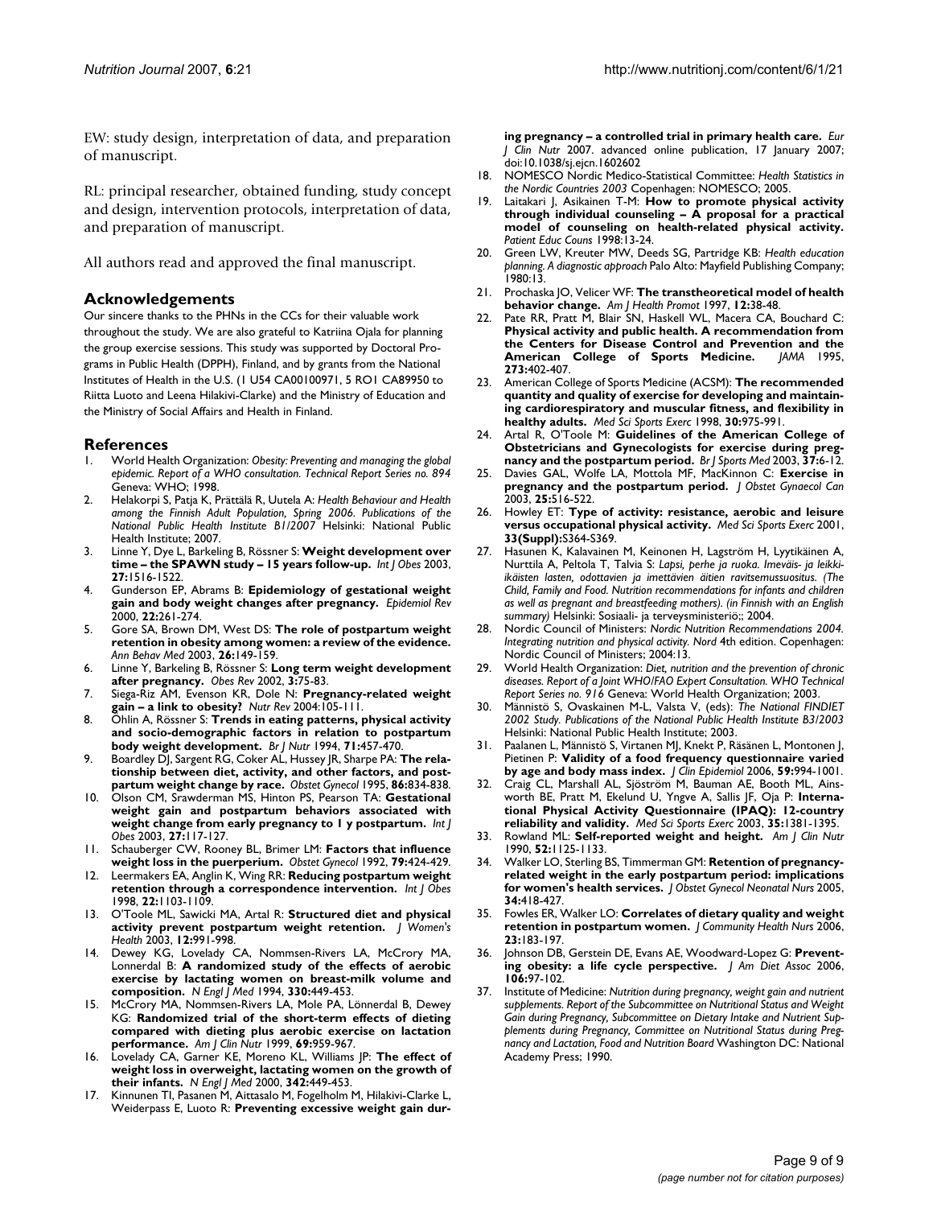EW: study design, interpretation of data, and preparation of manuscript.

RL: principal researcher, obtained funding, study concept and design, intervention protocols, interpretation of data, and preparation of manuscript.

All authors read and approved the final manuscript.

## Acknowledgements

Our sincere thanks to the PHNs in the CCs for their valuable work throughout the study. We are also grateful to Katriina Ojala for planning the group exercise sessions. This study was supported by Doctoral Programs in Public Health (DPPH), Finland, and by grants from the National Institutes of Health in the U.S. (1 U54 CA00100971, 5 RO1 CA89950 to Riitta Luoto and Leena Hilakivi-Clarke) and the Ministry of Education and the Ministry of Social Affairs and Health in Finland.

## References

1. World Health Organization: *Obesity: Preventing and managing the global epidemic. Report of a WHO consultation. Technical Report Series no. 894* Geneva: WHO; 1998.
2. Helakorpi S, Patja K, Prättälä R, Uutela A: *Health Behaviour and Health among the Finnish Adult Population, Spring 2006. Publications of the National Public Health Institute B1/2007* Helsinki: National Public Health Institute; 2007.
3. Linne Y, Dye L, Barkeling B, Rössner S: **Weight development over time – the SPAWN study – 15 years follow-up.** *Int J Obes* 2003, **27:**1516-1522.
4. Gunderson EP, Abrams B: **Epidemiology of gestational weight gain and body weight changes after pregnancy.** *Epidemiol Rev* 2000, **22:**261-274.
5. Gore SA, Brown DM, West DS: **The role of postpartum weight retention in obesity among women: a review of the evidence.** *Ann Behav Med* 2003, **26:**149-159.
6. Linne Y, Barkeling B, Rössner S: **Long term weight development after pregnancy.** *Obes Rev* 2002, **3:**75-83.
7. Siega-Riz AM, Evenson KR, Dole N: **Pregnancy-related weight gain – a link to obesity?** *Nutr Rev* 2004:105-111.
8. Öhlin A, Rössner S: **Trends in eating patterns, physical activity and socio-demographic factors in relation to postpartum body weight development.** *Br J Nutr* 1994, **71:**457-470.
9. Boardley DJ, Sargent RG, Coker AL, Hussey JR, Sharpe PA: **The relationship between diet, activity, and other factors, and postpartum weight change by race.** *Obstet Gynecol* 1995, **86:**834-838.
10. Olson CM, Srawderman MS, Hinton PS, Pearson TA: **Gestational weight gain and postpartum behaviors associated with weight change from early pregnancy to 1 y postpartum.** *Int J Obes* 2003, **27:**117-127.
11. Schauberger CW, Rooney BL, Brimer LM: **Factors that influence weight loss in the puerperium.** *Obstet Gynecol* 1992, **79:**424-429.
12. Leermakers EA, Anglin K, Wing RR: **Reducing postpartum weight retention through a correspondence intervention.** *Int J Obes* 1998, **22:**1103-1109.
13. O'Toole ML, Sawicki MA, Artal R: **Structured diet and physical activity prevent postpartum weight retention.** *J Women's Health* 2003, **12:**991-998.
14. Dewey KG, Lovelady CA, Nommsen-Rivers LA, McCrory MA, Lonnerdal B: **A randomized study of the effects of aerobic exercise by lactating women on breast-milk volume and composition.** *N Engl J Med* 1994, **330:**449-453.
15. McCrory MA, Nommsen-Rivers LA, Mole PA, Lönnerdal B, Dewey KG: **Randomized trial of the short-term effects of dieting compared with dieting plus aerobic exercise on lactation performance.** *Am J Clin Nutr* 1999, **69:**959-967.
16. Lovelady CA, Garner KE, Moreno KL, Williams JP: **The effect of weight loss in overweight, lactating women on the growth of their infants.** *N Engl J Med* 2000, **342:**449-453.
17. Kinnunen TI, Pasanen M, Aittasalo M, Fogelholm M, Hilakivi-Clarke L, Weiderpass E, Luoto R: **Preventing excessive weight gain during pregnancy – a controlled trial in primary health care.** *Eur J Clin Nutr* 2007. advanced online publication, 17 January 2007; doi:10.1038/sj.ejcn.1602602
18. NOMESCO Nordic Medico-Statistical Committee: *Health Statistics in the Nordic Countries 2003* Copenhagen: NOMESCO; 2005.
19. Laitakari J, Asikainen T-M: **How to promote physical activity through individual counseling – A proposal for a practical model of counseling on health-related physical activity.** *Patient Educ Couns* 1998:13-24.
20. Green LW, Kreuter MW, Deeds SG, Partridge KB: *Health education planning. A diagnostic approach* Palo Alto: Mayfield Publishing Company; 1980:13.
21. Prochaska JO, Velicer WF: **The transtheoretical model of health behavior change.** *Am J Health Promot* 1997, **12:**38-48.
22. Pate RR, Pratt M, Blair SN, Haskell WL, Macera CA, Bouchard C: **Physical activity and public health. A recommendation from the Centers for Disease Control and Prevention and the American College of Sports Medicine.** *JAMA* 1995, **273:**402-407.
23. American College of Sports Medicine (ACSM): **The recommended quantity and quality of exercise for developing and maintaining cardiorespiratory and muscular fitness, and flexibility in healthy adults.** *Med Sci Sports Exerc* 1998, **30:**975-991.
24. Artal R, O'Toole M: **Guidelines of the American College of Obstetricians and Gynecologists for exercise during pregnancy and the postpartum period.** *Br J Sports Med* 2003, **37:**6-12.
25. Davies GAL, Wolfe LA, Mottola MF, MacKinnon C: **Exercise in pregnancy and the postpartum period.** *J Obstet Gynaecol Can* 2003, **25:**516-522.
26. Howley ET: **Type of activity: resistance, aerobic and leisure versus occupational physical activity.** *Med Sci Sports Exerc* 2001, **33(Suppl):**S364-S369.
27. Hasunen K, Kalavainen M, Keinonen H, Lagström H, Lyytikäinen A, Nurttila A, Peltola T, Talvia S: *Lapsi, perhe ja ruoka. Imeväis- ja leikki-ikäisten lasten, odottavien ja imettävien äitien ravitsemussuositus. (The Child, Family and Food. Nutrition recommendations for infants and children as well as pregnant and breastfeeding mothers). (in Finnish with an English summary)* Helsinki: Sosiaali- ja terveysministeriö;; 2004.
28. Nordic Council of Ministers: *Nordic Nutrition Recommendations 2004. Integrating nutrition and physical activity. Nord* 4th edition. Copenhagen: Nordic Council of Ministers; 2004:13.
29. World Health Organization: *Diet, nutrition and the prevention of chronic diseases. Report of a Joint WHO/FAO Expert Consultation. WHO Technical Report Series no. 916* Geneva: World Health Organization; 2003.
30. Männistö S, Ovaskainen M-L, Valsta V, (eds): *The National FINDIET 2002 Study. Publications of the National Public Health Institute B3/2003* Helsinki: National Public Health Institute; 2003.
31. Paalanen L, Männistö S, Virtanen MJ, Knekt P, Räsänen L, Montonen J, Pietinen P: **Validity of a food frequency questionnaire varied by age and body mass index.** *J Clin Epidemiol* 2006, **59:**994-1001.
32. Craig CL, Marshall AL, Sjöström M, Bauman AE, Booth ML, Ainsworth BE, Pratt M, Ekelund U, Yngve A, Sallis JF, Oja P: **International Physical Activity Questionnaire (IPAQ): 12-country reliability and validity.** *Med Sci Sports Exerc* 2003, **35:**1381-1395.
33. Rowland ML: **Self-reported weight and height.** *Am J Clin Nutr* 1990, **52:**1125-1133.
34. Walker LO, Sterling BS, Timmerman GM: **Retention of pregnancy-related weight in the early postpartum period: implications for women's health services.** *J Obstet Gynecol Neonatal Nurs* 2005, **34:**418-427.
35. Fowles ER, Walker LO: **Correlates of dietary quality and weight retention in postpartum women.** *J Community Health Nurs* 2006, **23:**183-197.
36. Johnson DB, Gerstein DE, Evans AE, Woodward-Lopez G: **Preventing obesity: a life cycle perspective.** *J Am Diet Assoc* 2006, **106:**97-102.
37. Institute of Medicine: *Nutrition during pregnancy, weight gain and nutrient supplements. Report of the Subcommittee on Nutritional Status and Weight Gain during Pregnancy, Subcommittee on Dietary Intake and Nutrient Supplements during Pregnancy, Committee on Nutritional Status during Pregnancy and Lactation, Food and Nutrition Board* Washington DC: National Academy Press; 1990.